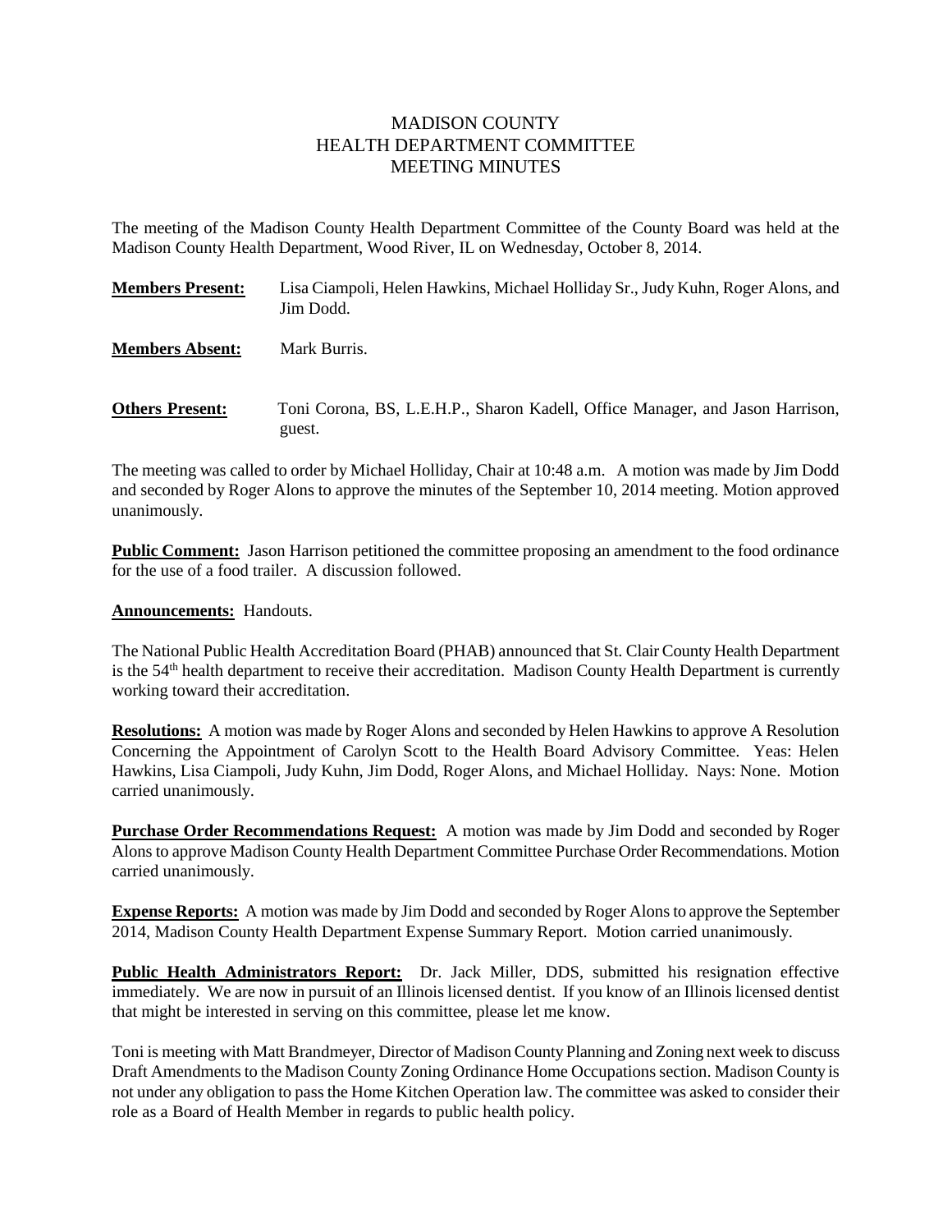# MADISON COUNTY
# HEALTH DEPARTMENT COMMITTEE
# MEETING MINUTES

The meeting of the Madison County Health Department Committee of the County Board was held at the Madison County Health Department, Wood River, IL on Wednesday, October 8, 2014.

**Members Present:** Lisa Ciampoli, Helen Hawkins, Michael Holliday Sr., Judy Kuhn, Roger Alons, and Jim Dodd.

**Members Absent:** Mark Burris.

**Others Present:** Toni Corona, BS, L.E.H.P., Sharon Kadell, Office Manager, and Jason Harrison, guest.

The meeting was called to order by Michael Holliday, Chair at 10:48 a.m. A motion was made by Jim Dodd and seconded by Roger Alons to approve the minutes of the September 10, 2014 meeting. Motion approved unanimously.

**Public Comment:** Jason Harrison petitioned the committee proposing an amendment to the food ordinance for the use of a food trailer. A discussion followed.

**Announcements:** Handouts.

The National Public Health Accreditation Board (PHAB) announced that St. Clair County Health Department is the 54th health department to receive their accreditation. Madison County Health Department is currently working toward their accreditation.

**Resolutions:** A motion was made by Roger Alons and seconded by Helen Hawkins to approve A Resolution Concerning the Appointment of Carolyn Scott to the Health Board Advisory Committee. Yeas: Helen Hawkins, Lisa Ciampoli, Judy Kuhn, Jim Dodd, Roger Alons, and Michael Holliday. Nays: None. Motion carried unanimously.

**Purchase Order Recommendations Request:** A motion was made by Jim Dodd and seconded by Roger Alons to approve Madison County Health Department Committee Purchase Order Recommendations. Motion carried unanimously.

**Expense Reports:** A motion was made by Jim Dodd and seconded by Roger Alons to approve the September 2014, Madison County Health Department Expense Summary Report. Motion carried unanimously.

**Public Health Administrators Report:** Dr. Jack Miller, DDS, submitted his resignation effective immediately. We are now in pursuit of an Illinois licensed dentist. If you know of an Illinois licensed dentist that might be interested in serving on this committee, please let me know.

Toni is meeting with Matt Brandmeyer, Director of Madison County Planning and Zoning next week to discuss Draft Amendments to the Madison County Zoning Ordinance Home Occupations section. Madison County is not under any obligation to pass the Home Kitchen Operation law. The committee was asked to consider their role as a Board of Health Member in regards to public health policy.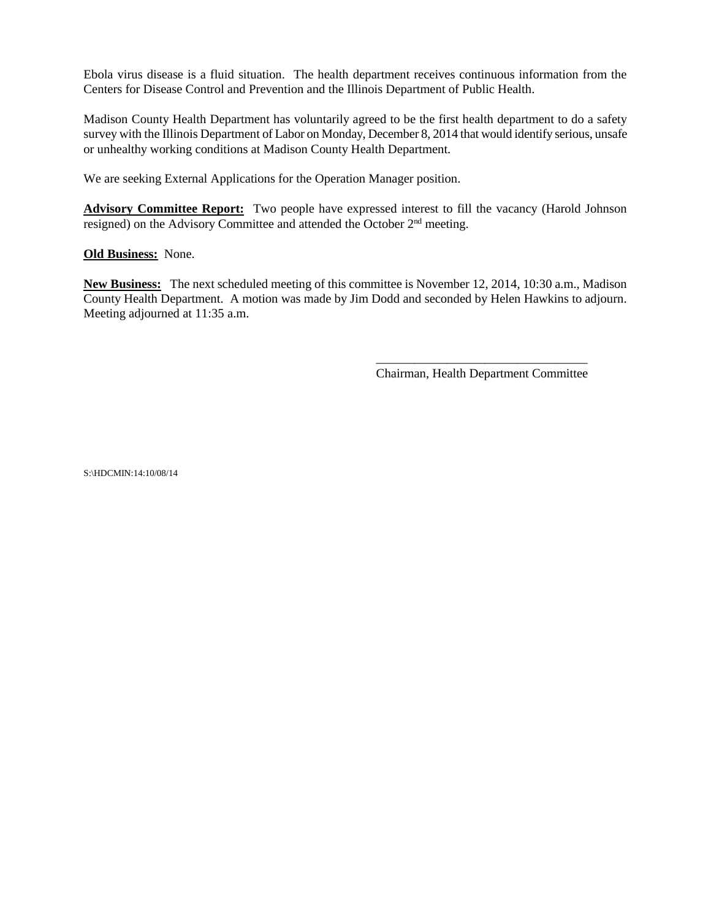Ebola virus disease is a fluid situation. The health department receives continuous information from the Centers for Disease Control and Prevention and the Illinois Department of Public Health.

Madison County Health Department has voluntarily agreed to be the first health department to do a safety survey with the Illinois Department of Labor on Monday, December 8, 2014 that would identify serious, unsafe or unhealthy working conditions at Madison County Health Department.

We are seeking External Applications for the Operation Manager position.

**Advisory Committee Report:** Two people have expressed interest to fill the vacancy (Harold Johnson resigned) on the Advisory Committee and attended the October 2nd meeting.

**Old Business:** None.

**New Business:** The next scheduled meeting of this committee is November 12, 2014, 10:30 a.m., Madison County Health Department. A motion was made by Jim Dodd and seconded by Helen Hawkins to adjourn. Meeting adjourned at 11:35 a.m.

\_\_\_\_\_\_\_\_\_\_\_\_\_\_\_\_\_\_\_\_\_\_\_\_\_\_\_\_\_\_\_\_\_\_\_

Chairman, Health Department Committee

S:\HDCMIN:14:10/08/14